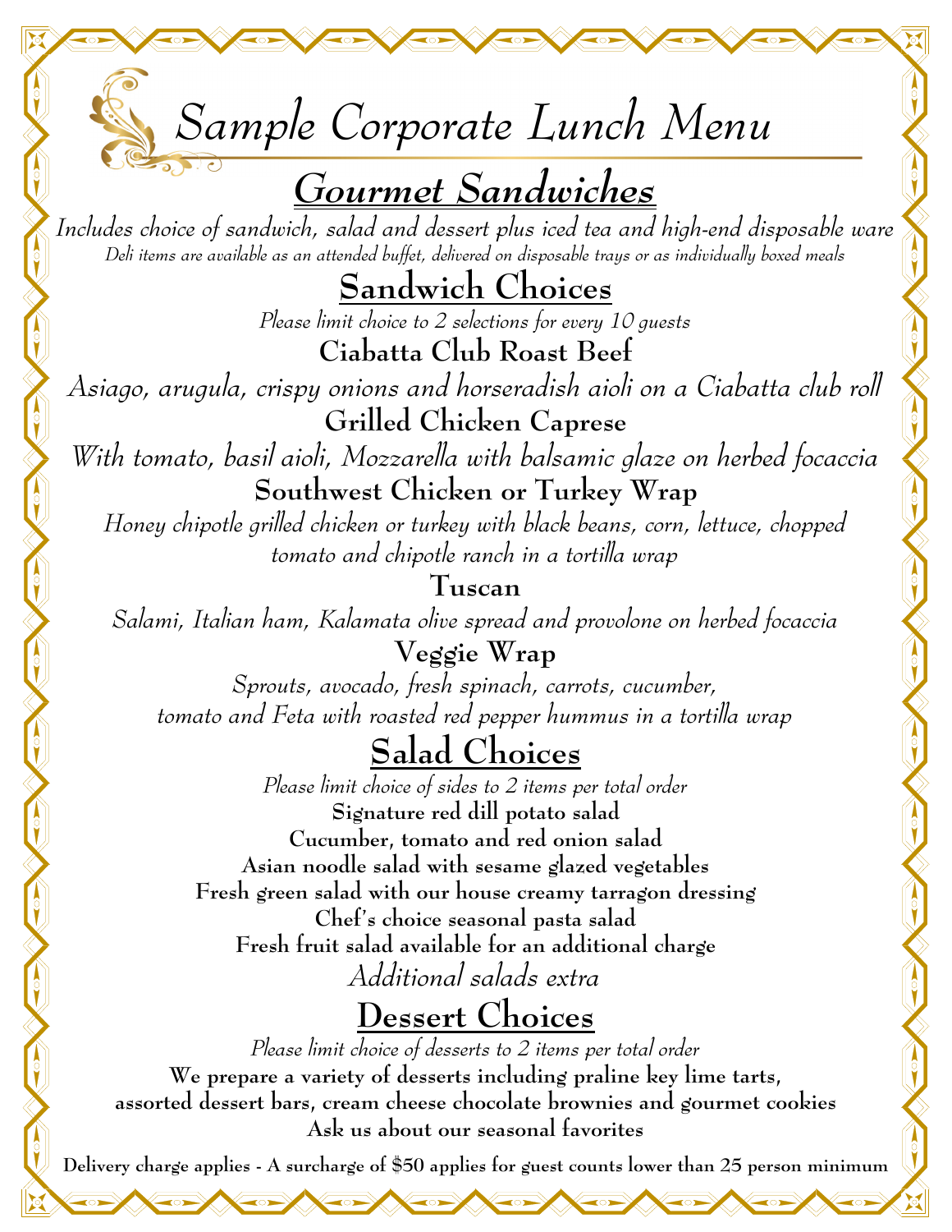# Sample Corporate Lunch Menu

## Gourmet Sandwiches

*Includes choice of sandwich, salad and dessert plus iced tea and high-end disposable ware*

*Deli items are available as an attended buffet, delivered on disposable trays or as individually boxed meals*

### Sandwich Choices

*Please limit choice to 2 selections for every 10 guests*

**Ciabatta Club Roast Beef**

*Asiago, arugula, crispy onions and horseradish aioli on a Ciabatta club roll*

**Grilled Chicken Caprese**

*With tomato, basil aioli, Mozzarella with balsamic glaze on herbed focaccia*

**Southwest Chicken or Turkey Wrap**

*Honey chipotle grilled chicken or turkey with black beans, corn, lettuce, chopped tomato and chipotle ranch in a tortilla wrap*

**Tuscan**

*Salami, Italian ham, Kalamata olive spread and provolone on herbed focaccia*

**Veggie Wrap**

*Sprouts, avocado, fresh spinach, carrots, cucumber, tomato and Feta with roasted red pepper hummus in a tortilla wrap*

### Salad Choices

*Please limit choice of sides to 2 items per total order*

**Signature red dill potato salad**

**Cucumber, tomato and red onion salad**

**Asian noodle salad with sesame glazed vegetables**

**Fresh green salad with our house creamy tarragon dressing**

**Chef's choice seasonal pasta salad**

**Fresh fruit salad available for an additional charge**

*Additional salads extra*

### Dessert Choices

*Please limit choice of desserts to 2 items per total order*

**We prepare a variety of desserts including praline key lime tarts, assorted dessert bars, cream cheese chocolate brownies and gourmet cookies**

**Ask us about our seasonal favorites**

**Delivery charge applies - A surcharge of $50 applies for guest counts lower than 25 person minimum**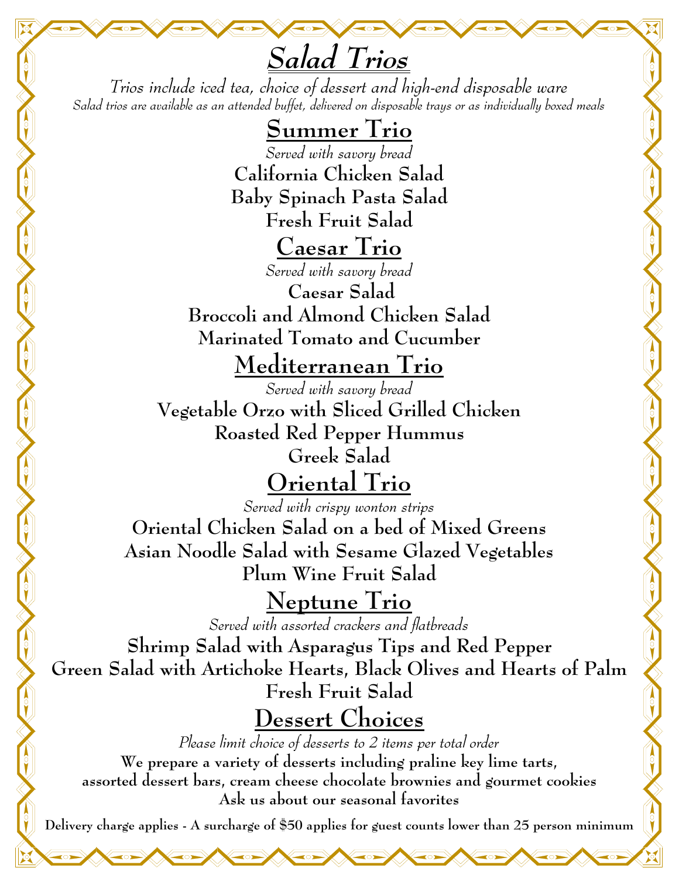# *Salad Trios*

*Trios include iced tea, choice of dessert and high-end disposable ware*

*Salad trios are available as an attended buffet, delivered on disposable trays or as individually boxed meals*

## Summer Trio

*Served with savory bread*

**California Chicken Salad**

**Baby Spinach Pasta Salad**

**Fresh Fruit Salad**

## Caesar Trio

*Served with savory bread*

**Caesar Salad**

**Broccoli and Almond Chicken Salad**

**Marinated Tomato and Cucumber**

## Mediterranean Trio

*Served with savory bread*

**Vegetable Orzo with Sliced Grilled Chicken**

**Roasted Red Pepper Hummus**

**Greek Salad**

## Oriental Trio

*Served with crispy wonton strips*

**Oriental Chicken Salad on a bed of Mixed Greens**

**Asian Noodle Salad with Sesame Glazed Vegetables**

**Plum Wine Fruit Salad**

## Neptune Trio

*Served with assorted crackers and flatbreads*

**Shrimp Salad with Asparagus Tips and Red Pepper**

**Green Salad with Artichoke Hearts, Black Olives and Hearts of Palm**

**Fresh Fruit Salad**

## Dessert Choices

*Please limit choice of desserts to 2 items per total order*

**We prepare a variety of desserts including praline key lime tarts, assorted dessert bars, cream cheese chocolate brownies and gourmet cookies**

**Ask us about our seasonal favorites**

**Delivery charge applies - A surcharge of $50 applies for guest counts lower than 25 person minimum**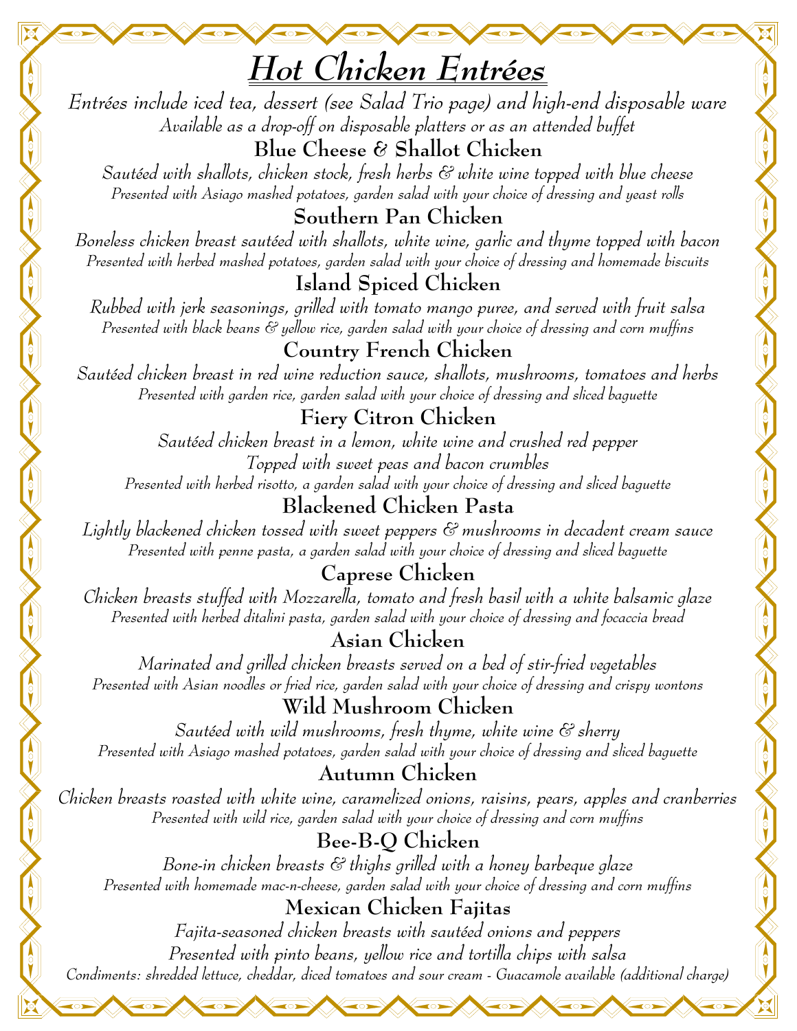# Hot Chicken Entrées

*Entrées include iced tea, dessert (see Salad Trio page) and high-end disposable ware*
*Available as a drop-off on disposable platters or as an attended buffet*

## Blue Cheese & Shallot Chicken

*Sautéed with shallots, chicken stock, fresh herbs & white wine topped with blue cheese*
*Presented with Asiago mashed potatoes, garden salad with your choice of dressing and yeast rolls*

## Southern Pan Chicken

*Boneless chicken breast sautéed with shallots, white wine, garlic and thyme topped with bacon*
*Presented with herbed mashed potatoes, garden salad with your choice of dressing and homemade biscuits*

## Island Spiced Chicken

*Rubbed with jerk seasonings, grilled with tomato mango puree, and served with fruit salsa*
*Presented with black beans & yellow rice, garden salad with your choice of dressing and corn muffins*

## Country French Chicken

*Sautéed chicken breast in red wine reduction sauce, shallots, mushrooms, tomatoes and herbs*
*Presented with garden rice, garden salad with your choice of dressing and sliced baguette*

## Fiery Citron Chicken

*Sautéed chicken breast in a lemon, white wine and crushed red pepper*
*Topped with sweet peas and bacon crumbles*
*Presented with herbed risotto, a garden salad with your choice of dressing and sliced baguette*

## Blackened Chicken Pasta

*Lightly blackened chicken tossed with sweet peppers & mushrooms in decadent cream sauce*
*Presented with penne pasta, a garden salad with your choice of dressing and sliced baguette*

## Caprese Chicken

*Chicken breasts stuffed with Mozzarella, tomato and fresh basil with a white balsamic glaze*
*Presented with herbed ditalini pasta, garden salad with your choice of dressing and focaccia bread*

## Asian Chicken

*Marinated and grilled chicken breasts served on a bed of stir-fried vegetables*
*Presented with Asian noodles or fried rice, garden salad with your choice of dressing and crispy wontons*

## Wild Mushroom Chicken

*Sautéed with wild mushrooms, fresh thyme, white wine & sherry*
*Presented with Asiago mashed potatoes, garden salad with your choice of dressing and sliced baguette*

## Autumn Chicken

*Chicken breasts roasted with white wine, caramelized onions, raisins, pears, apples and cranberries*
*Presented with wild rice, garden salad with your choice of dressing and corn muffins*

## Bee-B-Q Chicken

*Bone-in chicken breasts & thighs grilled with a honey barbeque glaze*
*Presented with homemade mac-n-cheese, garden salad with your choice of dressing and corn muffins*

## Mexican Chicken Fajitas

*Fajita-seasoned chicken breasts with sautéed onions and peppers*
*Presented with pinto beans, yellow rice and tortilla chips with salsa*
*Condiments: shredded lettuce, cheddar, diced tomatoes and sour cream - Guacamole available (additional charge)*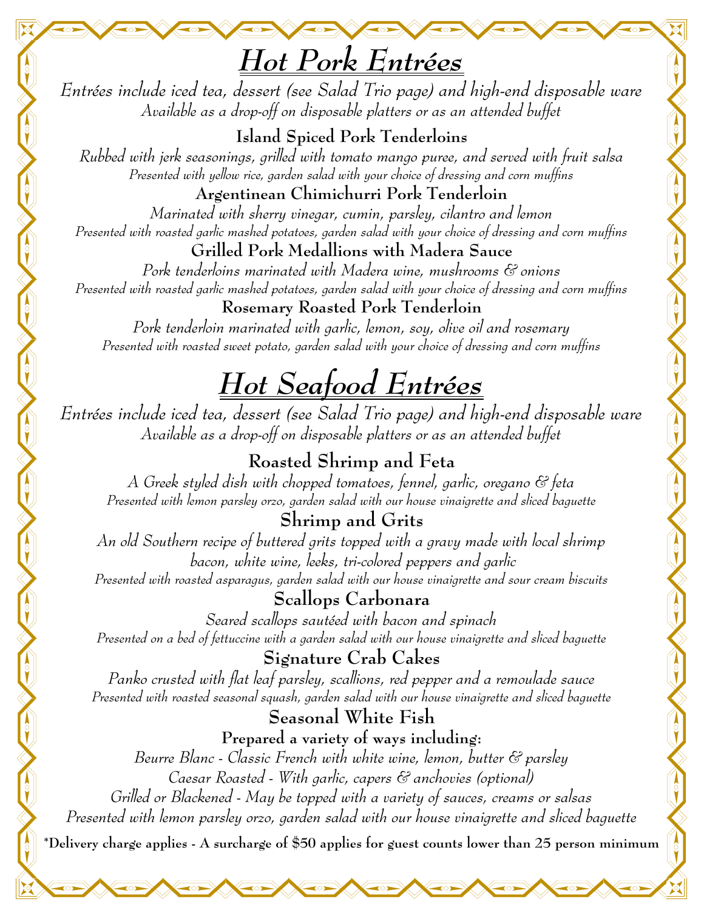# Hot Pork Entrées

*Entrées include iced tea, dessert (see Salad Trio page) and high-end disposable ware*
*Available as a drop-off on disposable platters or as an attended buffet*

### Island Spiced Pork Tenderloins

*Rubbed with jerk seasonings, grilled with tomato mango puree, and served with fruit salsa*
*Presented with yellow rice, garden salad with your choice of dressing and corn muffins*

### Argentinean Chimichurri Pork Tenderloin

*Marinated with sherry vinegar, cumin, parsley, cilantro and lemon*
*Presented with roasted garlic mashed potatoes, garden salad with your choice of dressing and corn muffins*

### Grilled Pork Medallions with Madera Sauce

*Pork tenderloins marinated with Madera wine, mushrooms & onions*
*Presented with roasted garlic mashed potatoes, garden salad with your choice of dressing and corn muffins*

### Rosemary Roasted Pork Tenderloin

*Pork tenderloin marinated with garlic, lemon, soy, olive oil and rosemary*
*Presented with roasted sweet potato, garden salad with your choice of dressing and corn muffins*

# Hot Seafood Entrées

*Entrées include iced tea, dessert (see Salad Trio page) and high-end disposable ware*
*Available as a drop-off on disposable platters or as an attended buffet*

### Roasted Shrimp and Feta

*A Greek styled dish with chopped tomatoes, fennel, garlic, oregano & feta*
*Presented with lemon parsley orzo, garden salad with our house vinaigrette and sliced baguette*

### Shrimp and Grits

*An old Southern recipe of buttered grits topped with a gravy made with local shrimp bacon, white wine, leeks, tri-colored peppers and garlic*
*Presented with roasted asparagus, garden salad with our house vinaigrette and sour cream biscuits*

### Scallops Carbonara

*Seared scallops sautéed with bacon and spinach*
*Presented on a bed of fettuccine with a garden salad with our house vinaigrette and sliced baguette*

### Signature Crab Cakes

*Panko crusted with flat leaf parsley, scallions, red pepper and a remoulade sauce*
*Presented with roasted seasonal squash, garden salad with our house vinaigrette and sliced baguette*

### Seasonal White Fish

**Prepared a variety of ways including:**

*Beurre Blanc - Classic French with white wine, lemon, butter & parsley*
*Caesar Roasted - With garlic, capers & anchovies (optional)*
*Grilled or Blackened - May be topped with a variety of sauces, creams or salsas*
*Presented with lemon parsley orzo, garden salad with our house vinaigrette and sliced baguette*

**\*Delivery charge applies - A surcharge of $50 applies for guest counts lower than 25 person minimum**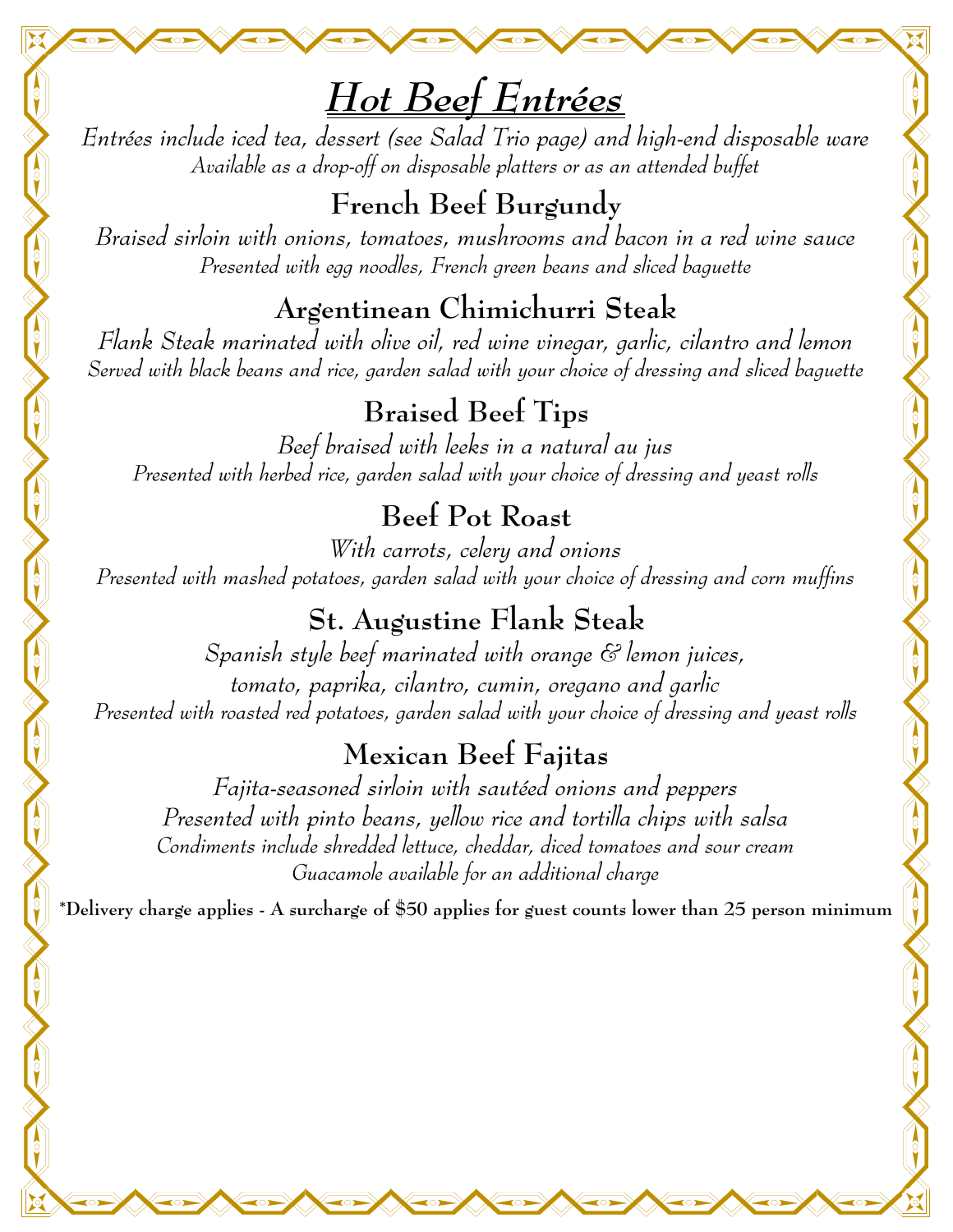# ***Hot Beef Entrées***

*Entrées include iced tea, dessert (see Salad Trio page) and high-end disposable ware*
*Available as a drop-off on disposable platters or as an attended buffet*

## French Beef Burgundy

*Braised sirloin with onions, tomatoes, mushrooms and bacon in a red wine sauce*
*Presented with egg noodles, French green beans and sliced baguette*

## Argentinean Chimichurri Steak

*Flank Steak marinated with olive oil, red wine vinegar, garlic, cilantro and lemon*
*Served with black beans and rice, garden salad with your choice of dressing and sliced baguette*

## Braised Beef Tips

*Beef braised with leeks in a natural au jus*
*Presented with herbed rice, garden salad with your choice of dressing and yeast rolls*

## Beef Pot Roast

*With carrots, celery and onions*
*Presented with mashed potatoes, garden salad with your choice of dressing and corn muffins*

## St. Augustine Flank Steak

*Spanish style beef marinated with orange & lemon juices,*
*tomato, paprika, cilantro, cumin, oregano and garlic*
*Presented with roasted red potatoes, garden salad with your choice of dressing and yeast rolls*

## Mexican Beef Fajitas

*Fajita-seasoned sirloin with sautéed onions and peppers*
*Presented with pinto beans, yellow rice and tortilla chips with salsa*
*Condiments include shredded lettuce, cheddar, diced tomatoes and sour cream*
*Guacamole available for an additional charge*

**\*Delivery charge applies - A surcharge of $50 applies for guest counts lower than 25 person minimum**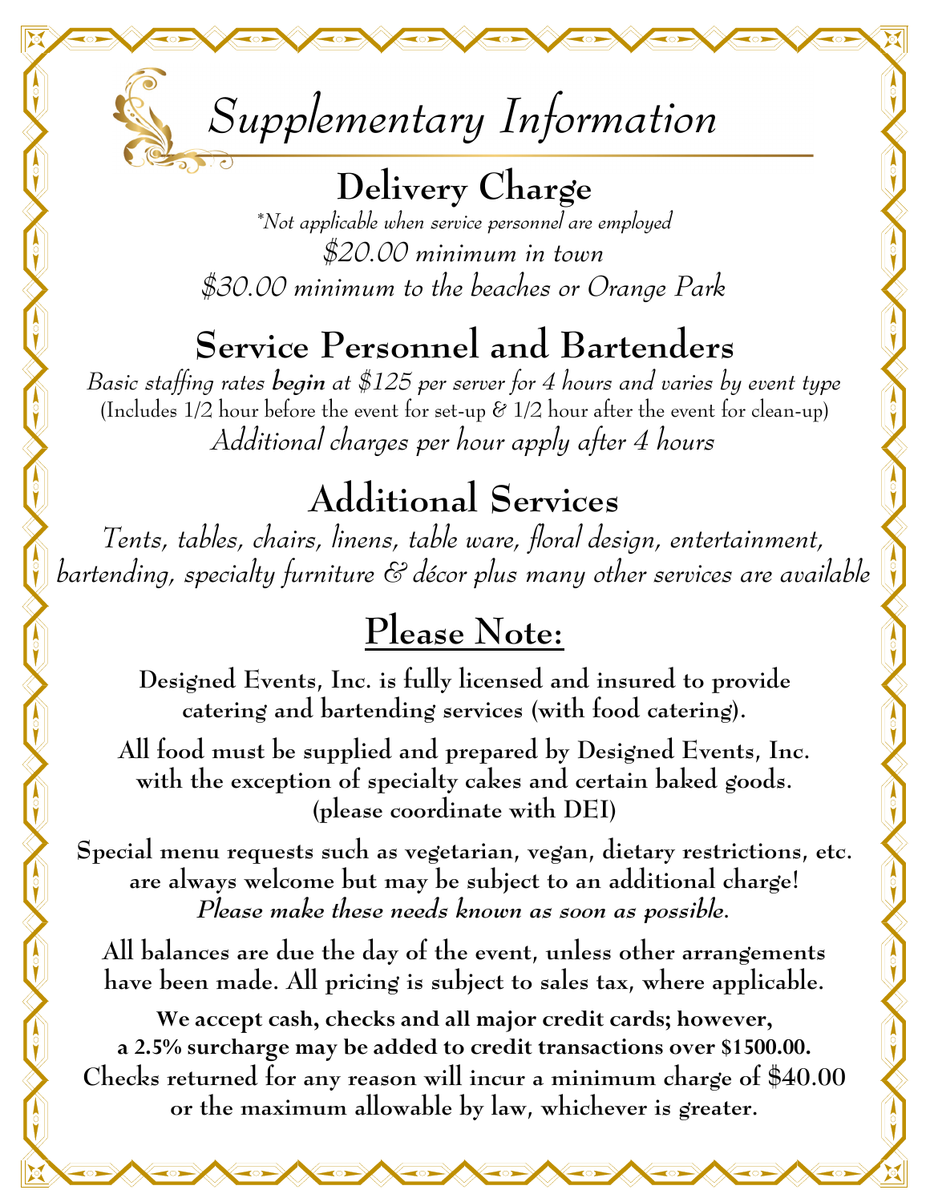# *Supplementary Information*

## Delivery Charge

*\*Not applicable when service personnel are employed*

*$20.00 minimum in town*

*$30.00 minimum to the beaches or Orange Park*

## Service Personnel and Bartenders

*Basic staffing rates **begin** at $125 per server for 4 hours and varies by event type*

(Includes 1/2 hour before the event for set-up & 1/2 hour after the event for clean-up)

*Additional charges per hour apply after 4 hours*

## Additional Services

*Tents, tables, chairs, linens, table ware, floral design, entertainment, bartending, specialty furniture & décor plus many other services are available*

## Please Note:

**Designed Events, Inc. is fully licensed and insured to provide catering and bartending services (with food catering).**

**All food must be supplied and prepared by Designed Events, Inc. with the exception of specialty cakes and certain baked goods. (please coordinate with DEI)**

**Special menu requests such as vegetarian, vegan, dietary restrictions, etc. are always welcome but may be subject to an additional charge!**
***Please make these needs known as soon as possible.***

**All balances are due the day of the event, unless other arrangements have been made. All pricing is subject to sales tax, where applicable.**

**We accept cash, checks and all major credit cards; however, a 2.5% surcharge may be added to credit transactions over $1500.00. Checks returned for any reason will incur a minimum charge of $40.00 or the maximum allowable by law, whichever is greater.**